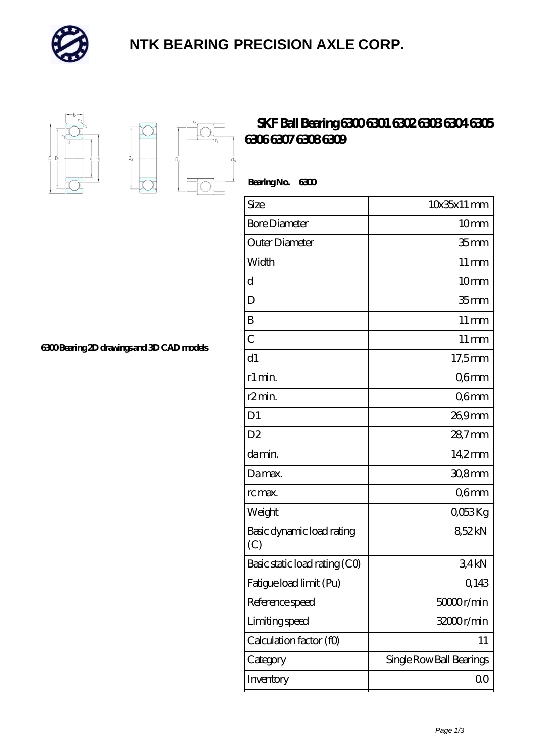# NTK BEARING PRECISION AXLE CORP.

## SKF Ball Bearing 6300 6301 6302 6303 6304 6305 6306 6307 6308 6309

6300 Bearing 2D drawings and 3D CAD models

**Bearing No. 6300**

| Size | 10x35x11 mm |
|---|---|
| Bore Diameter | 10 mm |
| Outer Diameter | 35 mm |
| Width | 11 mm |
| d | 10 mm |
| D | 35 mm |
| B | 11 mm |
| C | 11 mm |
| d1 | 17,5 mm |
| r1 min. | 0,6 mm |
| r2 min. | 0,6 mm |
| D1 | 26,9 mm |
| D2 | 28,7 mm |
| da min. | 14,2 mm |
| Da max. | 30,8 mm |
| rc max. | 0,6 mm |
| Weight | 0,053 Kg |
| Basic dynamic load rating (C) | 8,52 kN |
| Basic static load rating (C0) | 3,4 kN |
| Fatigue load limit (Pu) | 0,143 |
| Reference speed | 50000 r/min |
| Limiting speed | 32000 r/min |
| Calculation factor (f0) | 11 |
| Category | Single Row Ball Bearings |
| Inventory | 0.0 |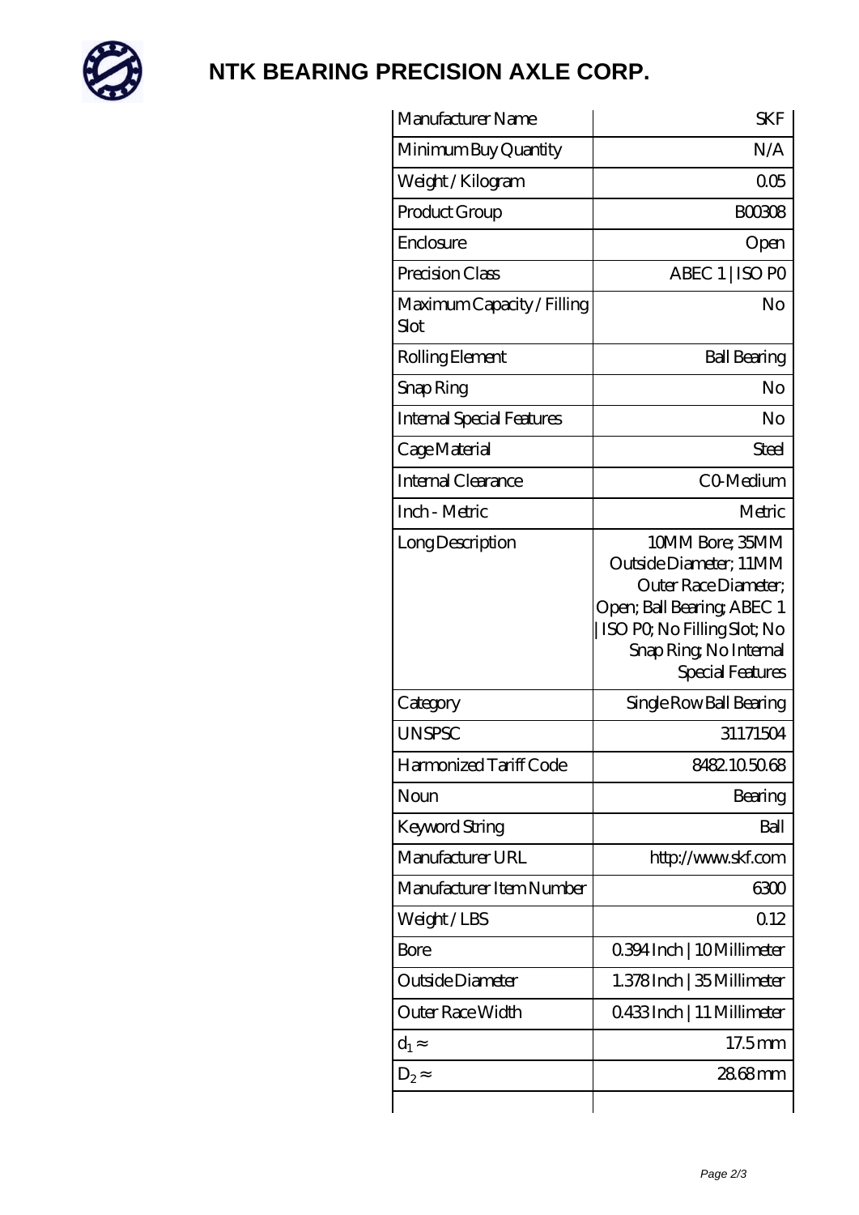# NTK BEARING PRECISION AXLE CORP.

| Manufacturer Name | SKF |
| --- | --- |
| Minimum Buy Quantity | N/A |
| Weight / Kilogram | 0.05 |
| Product Group | B00308 |
| Enclosure | Open |
| Precision Class | ABEC 1 \| ISO P0 |
| Maximum Capacity / Filling Slot | No |
| Rolling Element | Ball Bearing |
| Snap Ring | No |
| Internal Special Features | No |
| Cage Material | Steel |
| Internal Clearance | C0-Medium |
| Inch - Metric | Metric |
| Long Description | 10MM Bore; 35MM Outside Diameter; 11MM Outer Race Diameter; Open; Ball Bearing; ABEC 1 \| ISO P0; No Filling Slot; No Snap Ring; No Internal Special Features |
| Category | Single Row Ball Bearing |
| UNSPSC | 31171504 |
| Harmonized Tariff Code | 8482.10.50.68 |
| Noun | Bearing |
| Keyword String | Ball |
| Manufacturer URL | http://www.skf.com |
| Manufacturer Item Number | 6300 |
| Weight / LBS | 0.12 |
| Bore | 0.394 Inch \| 10 Millimeter |
| Outside Diameter | 1.378 Inch \| 35 Millimeter |
| Outer Race Width | 0.433 Inch \| 11 Millimeter |
| $d_1 \approx$ | 17.5 mm |
| $D_2 \approx$ | 28.68 mm |
| | |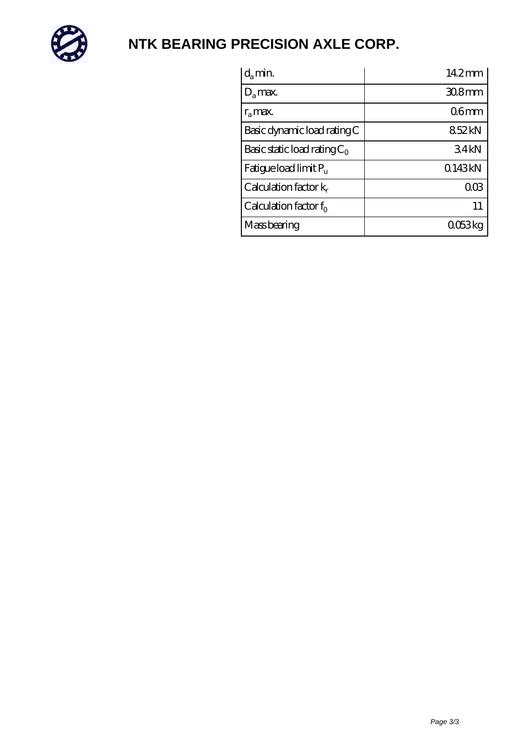| | |
|---|---|
| $d_a$ min. | 14.2 mm |
| $D_a$ max. | 30.8 mm |
| $r_a$ max. | 0.6 mm |
| Basic dynamic load rating C | 8.52 kN |
| Basic static load rating $C_0$ | 3.4 kN |
| Fatigue load limit $P_u$ | 0.143 kN |
| Calculation factor $k_r$ | 0.03 |
| Calculation factor $f_0$ | 11 |
| Mass bearing | 0.053 kg |